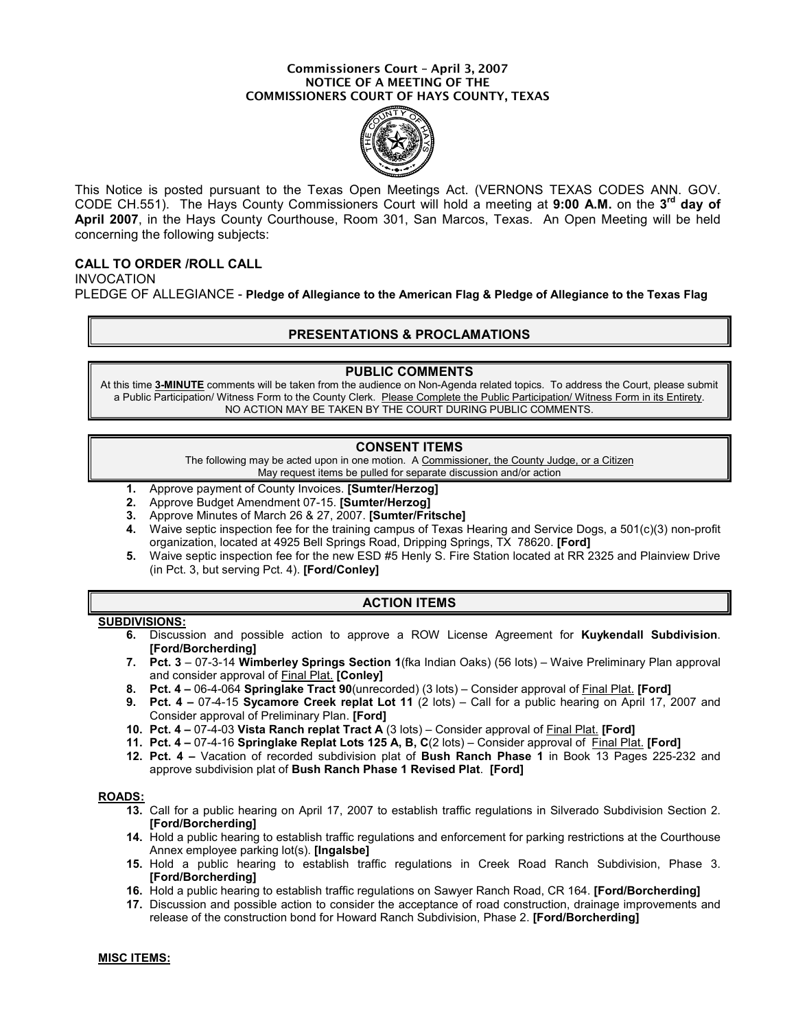**Commissioners Court – April 3, 2007**
**NOTICE OF A MEETING OF THE**
**COMMISSIONERS COURT OF HAYS COUNTY, TEXAS**

This Notice is posted pursuant to the Texas Open Meetings Act. (VERNONS TEXAS CODES ANN. GOV. CODE CH.551). The Hays County Commissioners Court will hold a meeting at **9:00 A.M.** on the **3rd day of April 2007**, in the Hays County Courthouse, Room 301, San Marcos, Texas. An Open Meeting will be held concerning the following subjects:

**CALL TO ORDER /ROLL CALL**
INVOCATION
PLEDGE OF ALLEGIANCE - **Pledge of Allegiance to the American Flag & Pledge of Allegiance to the Texas Flag**

## PRESENTATIONS & PROCLAMATIONS

## PUBLIC COMMENTS

At this time **3-MINUTE** comments will be taken from the audience on Non-Agenda related topics. To address the Court, please submit a Public Participation/ Witness Form to the County Clerk. Please Complete the Public Participation/ Witness Form in its Entirety. NO ACTION MAY BE TAKEN BY THE COURT DURING PUBLIC COMMENTS.

## CONSENT ITEMS

The following may be acted upon in one motion. A Commissioner, the County Judge, or a Citizen May request items be pulled for separate discussion and/or action

1. Approve payment of County Invoices. **[Sumter/Herzog]**
2. Approve Budget Amendment 07-15. **[Sumter/Herzog]**
3. Approve Minutes of March 26 & 27, 2007. **[Sumter/Fritsche]**
4. Waive septic inspection fee for the training campus of Texas Hearing and Service Dogs, a 501(c)(3) non-profit organization, located at 4925 Bell Springs Road, Dripping Springs, TX 78620. **[Ford]**
5. Waive septic inspection fee for the new ESD #5 Henly S. Fire Station located at RR 2325 and Plainview Drive (in Pct. 3, but serving Pct. 4). **[Ford/Conley]**

## ACTION ITEMS

**SUBDIVISIONS:**

6. Discussion and possible action to approve a ROW License Agreement for **Kuykendall Subdivision**. **[Ford/Borcherding]**
7. **Pct. 3** – 07-3-14 **Wimberley Springs Section 1**(fka Indian Oaks) (56 lots) – Waive Preliminary Plan approval and consider approval of Final Plat. **[Conley]**
8. **Pct. 4 –** 06-4-064 **Springlake Tract 90**(unrecorded) (3 lots) – Consider approval of Final Plat. **[Ford]**
9. **Pct. 4 –** 07-4-15 **Sycamore Creek replat Lot 11** (2 lots) – Call for a public hearing on April 17, 2007 and Consider approval of Preliminary Plan. **[Ford]**
10. **Pct. 4 –** 07-4-03 **Vista Ranch replat Tract A** (3 lots) – Consider approval of Final Plat. **[Ford]**
11. **Pct. 4 –** 07-4-16 **Springlake Replat Lots 125 A, B, C**(2 lots) – Consider approval of Final Plat. **[Ford]**
12. **Pct. 4 –** Vacation of recorded subdivision plat of **Bush Ranch Phase 1** in Book 13 Pages 225-232 and approve subdivision plat of **Bush Ranch Phase 1 Revised Plat**. **[Ford]**

**ROADS:**

13. Call for a public hearing on April 17, 2007 to establish traffic regulations in Silverado Subdivision Section 2. **[Ford/Borcherding]**
14. Hold a public hearing to establish traffic regulations and enforcement for parking restrictions at the Courthouse Annex employee parking lot(s). **[Ingalsbe]**
15. Hold a public hearing to establish traffic regulations in Creek Road Ranch Subdivision, Phase 3. **[Ford/Borcherding]**
16. Hold a public hearing to establish traffic regulations on Sawyer Ranch Road, CR 164. **[Ford/Borcherding]**
17. Discussion and possible action to consider the acceptance of road construction, drainage improvements and release of the construction bond for Howard Ranch Subdivision, Phase 2. **[Ford/Borcherding]**

**MISC ITEMS:**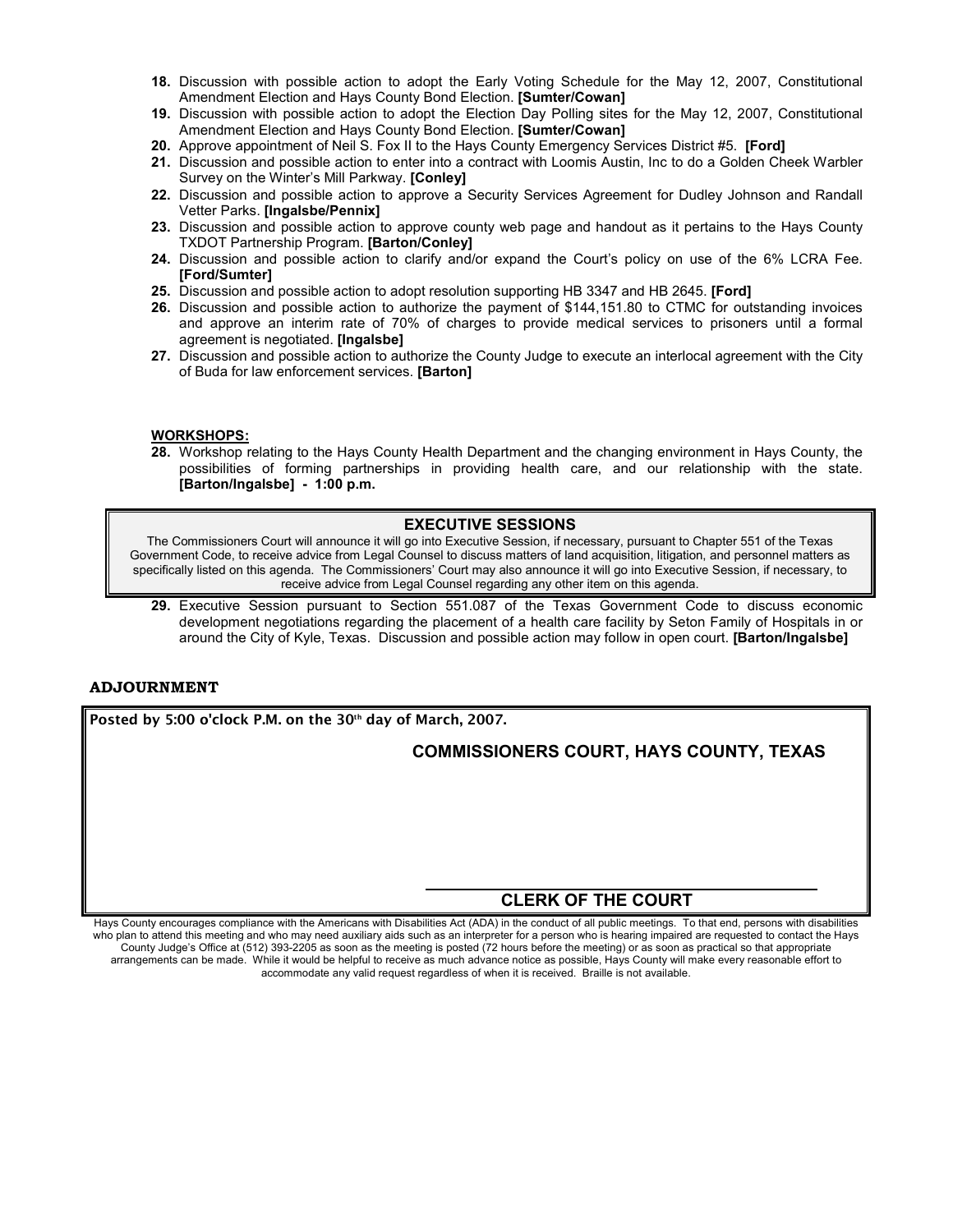18. Discussion with possible action to adopt the Early Voting Schedule for the May 12, 2007, Constitutional Amendment Election and Hays County Bond Election. **[Sumter/Cowan]**
19. Discussion with possible action to adopt the Election Day Polling sites for the May 12, 2007, Constitutional Amendment Election and Hays County Bond Election. **[Sumter/Cowan]**
20. Approve appointment of Neil S. Fox II to the Hays County Emergency Services District #5. **[Ford]**
21. Discussion and possible action to enter into a contract with Loomis Austin, Inc to do a Golden Cheek Warbler Survey on the Winter's Mill Parkway. **[Conley]**
22. Discussion and possible action to approve a Security Services Agreement for Dudley Johnson and Randall Vetter Parks. **[Ingalsbe/Pennix]**
23. Discussion and possible action to approve county web page and handout as it pertains to the Hays County TXDOT Partnership Program. **[Barton/Conley]**
24. Discussion and possible action to clarify and/or expand the Court's policy on use of the 6% LCRA Fee. **[Ford/Sumter]**
25. Discussion and possible action to adopt resolution supporting HB 3347 and HB 2645. **[Ford]**
26. Discussion and possible action to authorize the payment of $144,151.80 to CTMC for outstanding invoices and approve an interim rate of 70% of charges to provide medical services to prisoners until a formal agreement is negotiated. **[Ingalsbe]**
27. Discussion and possible action to authorize the County Judge to execute an interlocal agreement with the City of Buda for law enforcement services. **[Barton]**

**WORKSHOPS:**

28. Workshop relating to the Hays County Health Department and the changing environment in Hays County, the possibilities of forming partnerships in providing health care, and our relationship with the state. **[Barton/Ingalsbe] - 1:00 p.m.**

## EXECUTIVE SESSIONS

The Commissioners Court will announce it will go into Executive Session, if necessary, pursuant to Chapter 551 of the Texas Government Code, to receive advice from Legal Counsel to discuss matters of land acquisition, litigation, and personnel matters as specifically listed on this agenda. The Commissioners' Court may also announce it will go into Executive Session, if necessary, to receive advice from Legal Counsel regarding any other item on this agenda.

29. Executive Session pursuant to Section 551.087 of the Texas Government Code to discuss economic development negotiations regarding the placement of a health care facility by Seton Family of Hospitals in or around the City of Kyle, Texas. Discussion and possible action may follow in open court. **[Barton/Ingalsbe]**

## ADJOURNMENT

**Posted by 5:00 o'clock P.M. on the 30th day of March, 2007.**

**COMMISSIONERS COURT, HAYS COUNTY, TEXAS**

**CLERK OF THE COURT**

Hays County encourages compliance with the Americans with Disabilities Act (ADA) in the conduct of all public meetings. To that end, persons with disabilities who plan to attend this meeting and who may need auxiliary aids such as an interpreter for a person who is hearing impaired are requested to contact the Hays County Judge's Office at (512) 393-2205 as soon as the meeting is posted (72 hours before the meeting) or as soon as practical so that appropriate arrangements can be made. While it would be helpful to receive as much advance notice as possible, Hays County will make every reasonable effort to accommodate any valid request regardless of when it is received. Braille is not available.